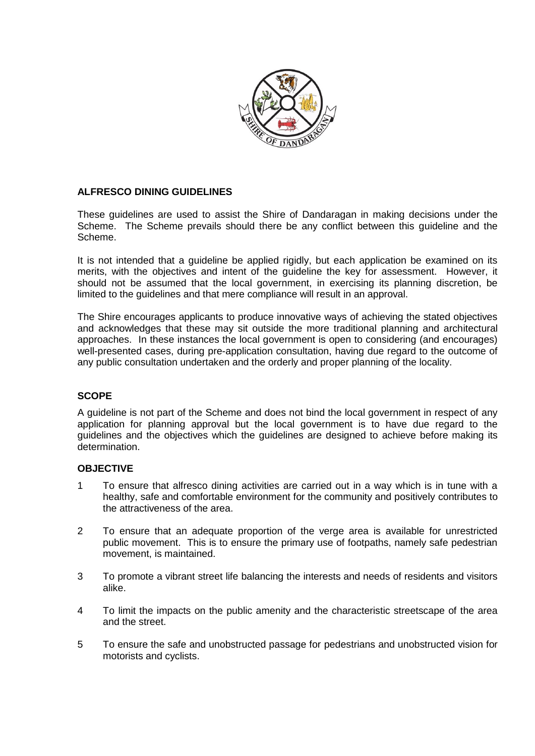## ALFRESCO DINING GUIDELINES

These guidelines are used to assist the Shire of Dandaragan in making decisions under the Scheme. The Scheme prevails should there be any conflict between this guideline and the Scheme.

It is not intended that a guideline be applied rigidly, but each application be examined on its merits, with the objectives and intent of the guideline the key for assessment. However, it should not be assumed that the local government, in exercising its planning discretion, be limited to the guidelines and that mere compliance will result in an approval.

The Shire encourages applicants to produce innovative ways of achieving the stated objectives and acknowledges that these may sit outside the more traditional planning and architectural approaches. In these instances the local government is open to considering (and encourages) well-presented cases, during pre-application consultation, having due regard to the outcome of any public consultation undertaken and the orderly and proper planning of the locality.

## SCOPE

A guideline is not part of the Scheme and does not bind the local government in respect of any application for planning approval but the local government is to have due regard to the guidelines and the objectives which the guidelines are designed to achieve before making its determination.

## OBJECTIVE

1. To ensure that alfresco dining activities are carried out in a way which is in tune with a healthy, safe and comfortable environment for the community and positively contributes to the attractiveness of the area.

2. To ensure that an adequate proportion of the verge area is available for unrestricted public movement. This is to ensure the primary use of footpaths, namely safe pedestrian movement, is maintained.

3. To promote a vibrant street life balancing the interests and needs of residents and visitors alike.

4. To limit the impacts on the public amenity and the characteristic streetscape of the area and the street.

5. To ensure the safe and unobstructed passage for pedestrians and unobstructed vision for motorists and cyclists.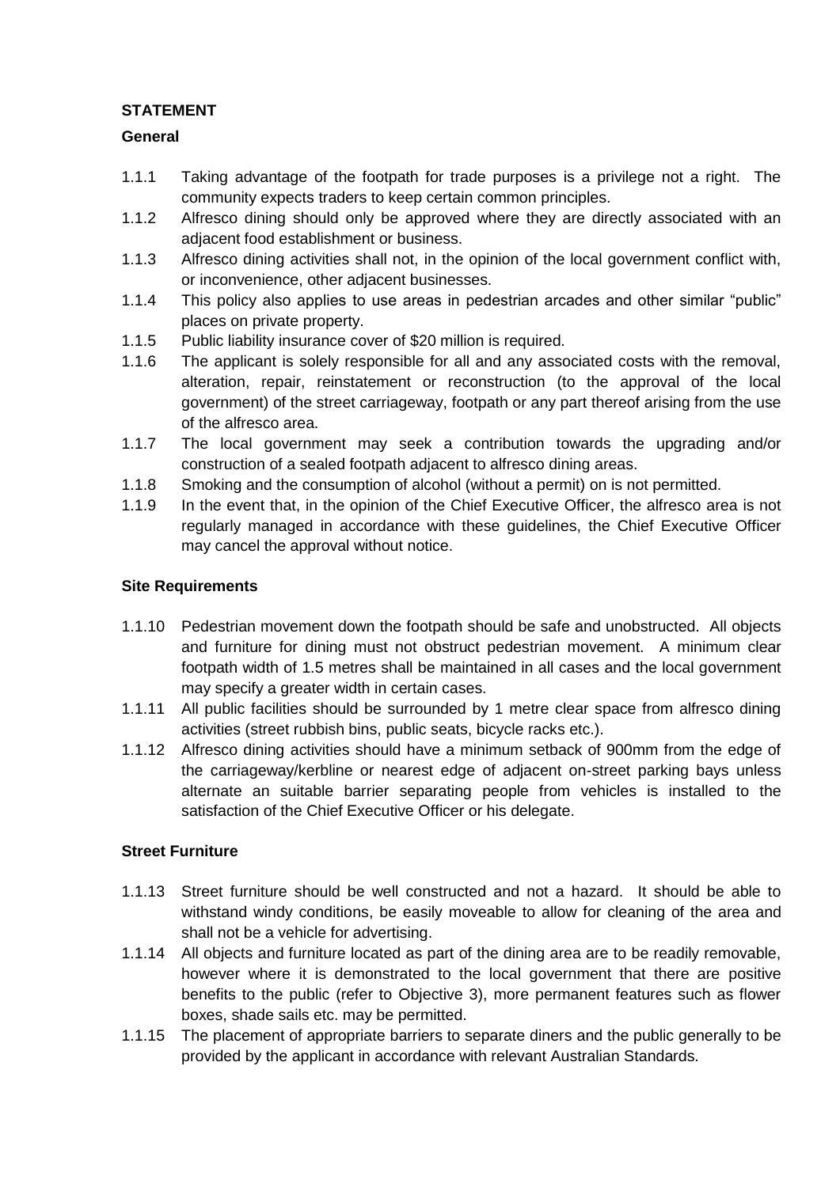**STATEMENT**

**General**

1.1.1 Taking advantage of the footpath for trade purposes is a privilege not a right. The community expects traders to keep certain common principles.

1.1.2 Alfresco dining should only be approved where they are directly associated with an adjacent food establishment or business.

1.1.3 Alfresco dining activities shall not, in the opinion of the local government conflict with, or inconvenience, other adjacent businesses.

1.1.4 This policy also applies to use areas in pedestrian arcades and other similar "public" places on private property.

1.1.5 Public liability insurance cover of $20 million is required.

1.1.6 The applicant is solely responsible for all and any associated costs with the removal, alteration, repair, reinstatement or reconstruction (to the approval of the local government) of the street carriageway, footpath or any part thereof arising from the use of the alfresco area.

1.1.7 The local government may seek a contribution towards the upgrading and/or construction of a sealed footpath adjacent to alfresco dining areas.

1.1.8 Smoking and the consumption of alcohol (without a permit) on is not permitted.

1.1.9 In the event that, in the opinion of the Chief Executive Officer, the alfresco area is not regularly managed in accordance with these guidelines, the Chief Executive Officer may cancel the approval without notice.

**Site Requirements**

1.1.10 Pedestrian movement down the footpath should be safe and unobstructed. All objects and furniture for dining must not obstruct pedestrian movement. A minimum clear footpath width of 1.5 metres shall be maintained in all cases and the local government may specify a greater width in certain cases.

1.1.11 All public facilities should be surrounded by 1 metre clear space from alfresco dining activities (street rubbish bins, public seats, bicycle racks etc.).

1.1.12 Alfresco dining activities should have a minimum setback of 900mm from the edge of the carriageway/kerbline or nearest edge of adjacent on-street parking bays unless alternate an suitable barrier separating people from vehicles is installed to the satisfaction of the Chief Executive Officer or his delegate.

**Street Furniture**

1.1.13 Street furniture should be well constructed and not a hazard. It should be able to withstand windy conditions, be easily moveable to allow for cleaning of the area and shall not be a vehicle for advertising.

1.1.14 All objects and furniture located as part of the dining area are to be readily removable, however where it is demonstrated to the local government that there are positive benefits to the public (refer to Objective 3), more permanent features such as flower boxes, shade sails etc. may be permitted.

1.1.15 The placement of appropriate barriers to separate diners and the public generally to be provided by the applicant in accordance with relevant Australian Standards.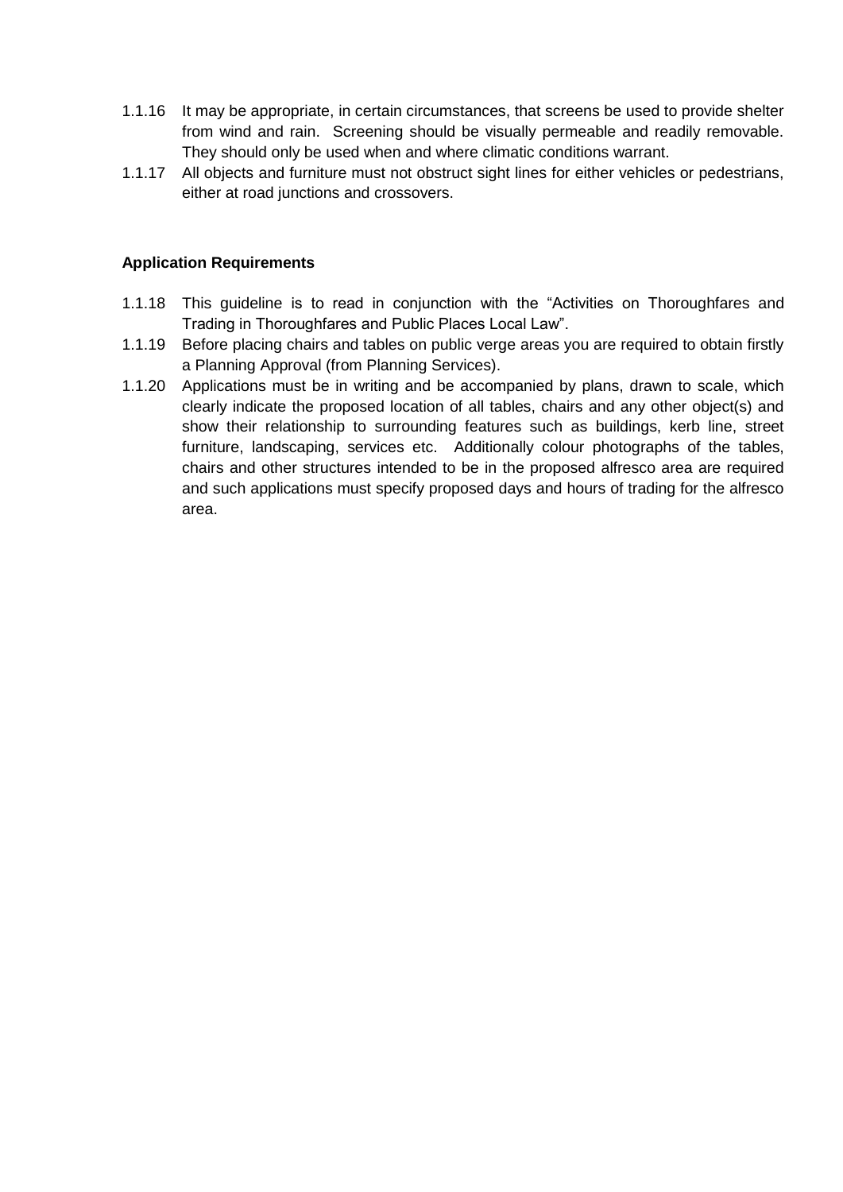1.1.16 It may be appropriate, in certain circumstances, that screens be used to provide shelter from wind and rain. Screening should be visually permeable and readily removable. They should only be used when and where climatic conditions warrant.

1.1.17 All objects and furniture must not obstruct sight lines for either vehicles or pedestrians, either at road junctions and crossovers.

**Application Requirements**

1.1.18 This guideline is to read in conjunction with the "Activities on Thoroughfares and Trading in Thoroughfares and Public Places Local Law".

1.1.19 Before placing chairs and tables on public verge areas you are required to obtain firstly a Planning Approval (from Planning Services).

1.1.20 Applications must be in writing and be accompanied by plans, drawn to scale, which clearly indicate the proposed location of all tables, chairs and any other object(s) and show their relationship to surrounding features such as buildings, kerb line, street furniture, landscaping, services etc. Additionally colour photographs of the tables, chairs and other structures intended to be in the proposed alfresco area are required and such applications must specify proposed days and hours of trading for the alfresco area.